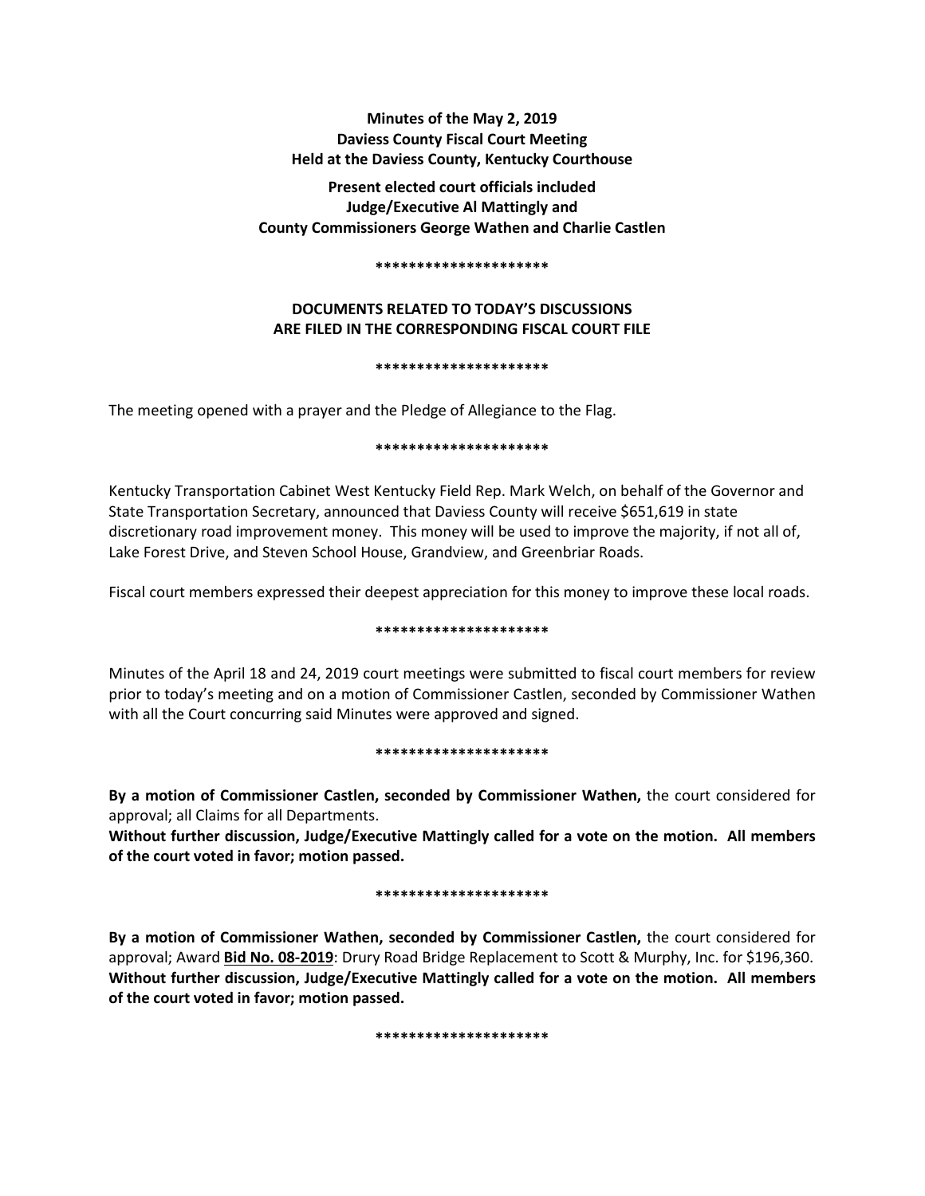**Minutes of the May 2, 2019**
**Daviess County Fiscal Court Meeting**
**Held at the Daviess County, Kentucky Courthouse**

**Present elected court officials included**
**Judge/Executive Al Mattingly and**
**County Commissioners George Wathen and Charlie Castlen**

**\*\*\*\*\*\*\*\*\*\*\*\*\*\*\*\*\*\*\*\*\***

**DOCUMENTS RELATED TO TODAY'S DISCUSSIONS**
**ARE FILED IN THE CORRESPONDING FISCAL COURT FILE**

**\*\*\*\*\*\*\*\*\*\*\*\*\*\*\*\*\*\*\*\*\***

The meeting opened with a prayer and the Pledge of Allegiance to the Flag.

**\*\*\*\*\*\*\*\*\*\*\*\*\*\*\*\*\*\*\*\*\***

Kentucky Transportation Cabinet West Kentucky Field Rep. Mark Welch, on behalf of the Governor and State Transportation Secretary, announced that Daviess County will receive $651,619 in state discretionary road improvement money. This money will be used to improve the majority, if not all of, Lake Forest Drive, and Steven School House, Grandview, and Greenbriar Roads.

Fiscal court members expressed their deepest appreciation for this money to improve these local roads.

**\*\*\*\*\*\*\*\*\*\*\*\*\*\*\*\*\*\*\*\*\***

Minutes of the April 18 and 24, 2019 court meetings were submitted to fiscal court members for review prior to today's meeting and on a motion of Commissioner Castlen, seconded by Commissioner Wathen with all the Court concurring said Minutes were approved and signed.

**\*\*\*\*\*\*\*\*\*\*\*\*\*\*\*\*\*\*\*\*\***

**By a motion of Commissioner Castlen, seconded by Commissioner Wathen,** the court considered for approval; all Claims for all Departments.
**Without further discussion, Judge/Executive Mattingly called for a vote on the motion. All members of the court voted in favor; motion passed.**

**\*\*\*\*\*\*\*\*\*\*\*\*\*\*\*\*\*\*\*\*\***

**By a motion of Commissioner Wathen, seconded by Commissioner Castlen,** the court considered for approval; Award **Bid No. 08-2019**: Drury Road Bridge Replacement to Scott & Murphy, Inc. for $196,360.
**Without further discussion, Judge/Executive Mattingly called for a vote on the motion. All members of the court voted in favor; motion passed.**

**\*\*\*\*\*\*\*\*\*\*\*\*\*\*\*\*\*\*\*\*\***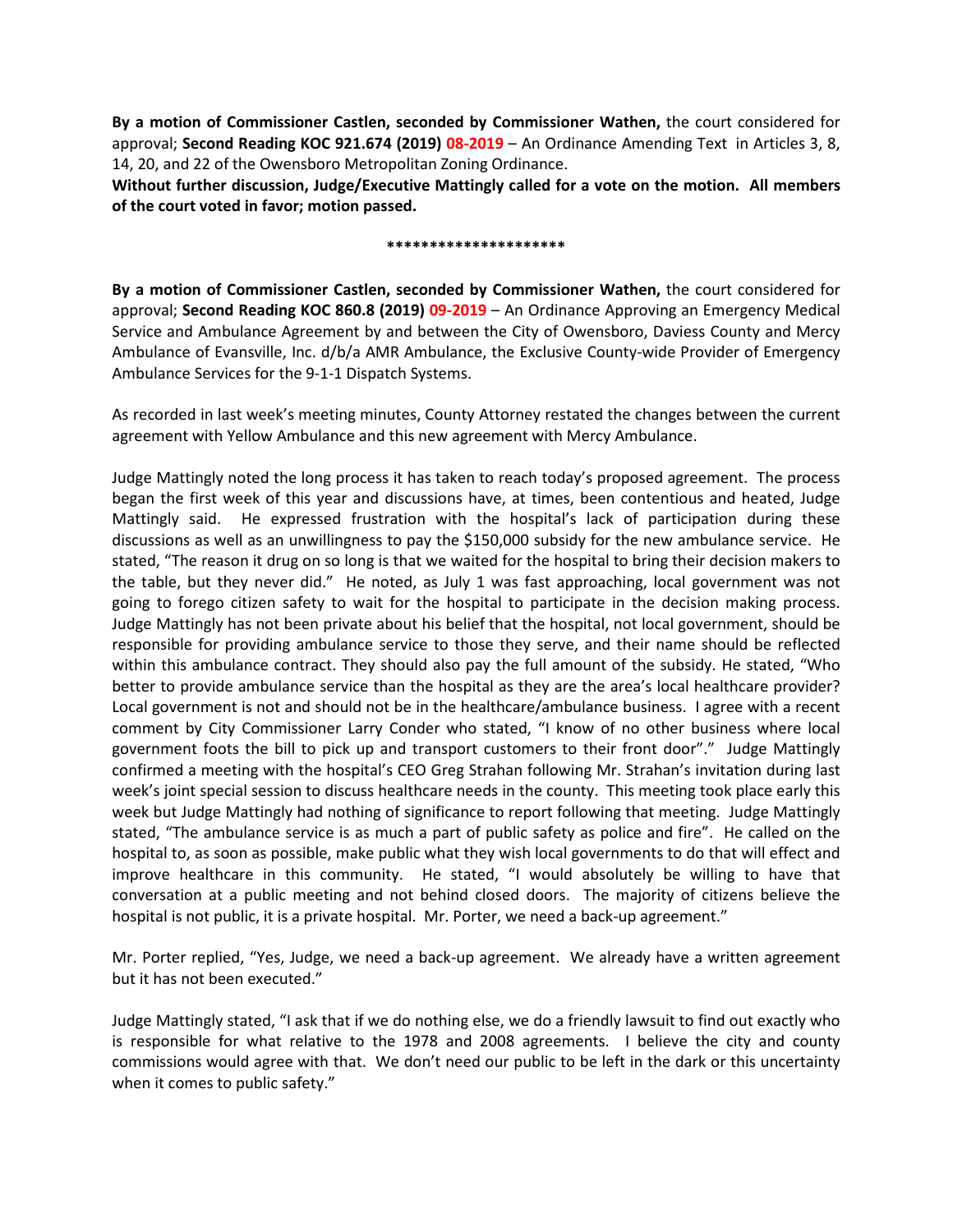**By a motion of Commissioner Castlen, seconded by Commissioner Wathen,** the court considered for approval; **Second Reading KOC 921.674 (2019) 08-2019** – An Ordinance Amending Text in Articles 3, 8, 14, 20, and 22 of the Owensboro Metropolitan Zoning Ordinance.

**Without further discussion, Judge/Executive Mattingly called for a vote on the motion. All members of the court voted in favor; motion passed.**

**********************

**By a motion of Commissioner Castlen, seconded by Commissioner Wathen,** the court considered for approval; **Second Reading KOC 860.8 (2019) 09-2019** – An Ordinance Approving an Emergency Medical Service and Ambulance Agreement by and between the City of Owensboro, Daviess County and Mercy Ambulance of Evansville, Inc. d/b/a AMR Ambulance, the Exclusive County-wide Provider of Emergency Ambulance Services for the 9-1-1 Dispatch Systems.

As recorded in last week's meeting minutes, County Attorney restated the changes between the current agreement with Yellow Ambulance and this new agreement with Mercy Ambulance.

Judge Mattingly noted the long process it has taken to reach today's proposed agreement. The process began the first week of this year and discussions have, at times, been contentious and heated, Judge Mattingly said. He expressed frustration with the hospital's lack of participation during these discussions as well as an unwillingness to pay the $150,000 subsidy for the new ambulance service. He stated, "The reason it drug on so long is that we waited for the hospital to bring their decision makers to the table, but they never did." He noted, as July 1 was fast approaching, local government was not going to forego citizen safety to wait for the hospital to participate in the decision making process. Judge Mattingly has not been private about his belief that the hospital, not local government, should be responsible for providing ambulance service to those they serve, and their name should be reflected within this ambulance contract. They should also pay the full amount of the subsidy. He stated, "Who better to provide ambulance service than the hospital as they are the area's local healthcare provider? Local government is not and should not be in the healthcare/ambulance business. I agree with a recent comment by City Commissioner Larry Conder who stated, "I know of no other business where local government foots the bill to pick up and transport customers to their front door"." Judge Mattingly confirmed a meeting with the hospital's CEO Greg Strahan following Mr. Strahan's invitation during last week's joint special session to discuss healthcare needs in the county. This meeting took place early this week but Judge Mattingly had nothing of significance to report following that meeting. Judge Mattingly stated, "The ambulance service is as much a part of public safety as police and fire". He called on the hospital to, as soon as possible, make public what they wish local governments to do that will effect and improve healthcare in this community. He stated, "I would absolutely be willing to have that conversation at a public meeting and not behind closed doors. The majority of citizens believe the hospital is not public, it is a private hospital. Mr. Porter, we need a back-up agreement."

Mr. Porter replied, "Yes, Judge, we need a back-up agreement. We already have a written agreement but it has not been executed."

Judge Mattingly stated, "I ask that if we do nothing else, we do a friendly lawsuit to find out exactly who is responsible for what relative to the 1978 and 2008 agreements. I believe the city and county commissions would agree with that. We don't need our public to be left in the dark or this uncertainty when it comes to public safety."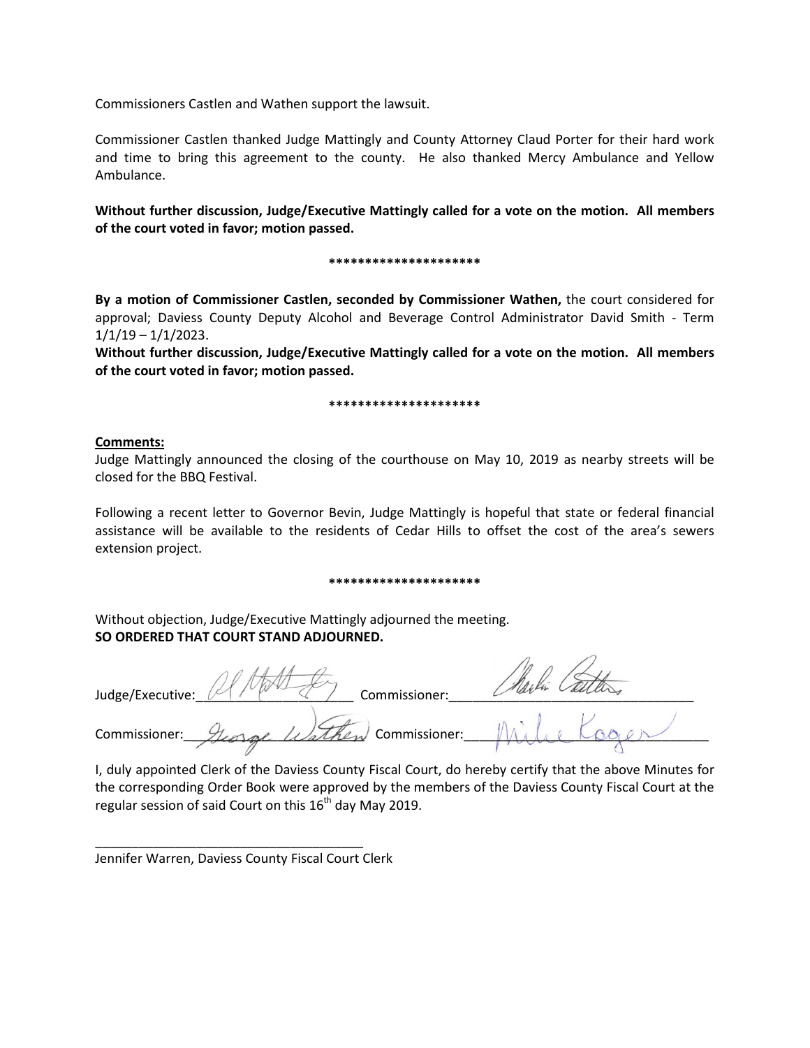Commissioners Castlen and Wathen support the lawsuit.

Commissioner Castlen thanked Judge Mattingly and County Attorney Claud Porter for their hard work and time to bring this agreement to the county. He also thanked Mercy Ambulance and Yellow Ambulance.

**Without further discussion, Judge/Executive Mattingly called for a vote on the motion. All members of the court voted in favor; motion passed.**

**********************

**By a motion of Commissioner Castlen, seconded by Commissioner Wathen,** the court considered for approval; Daviess County Deputy Alcohol and Beverage Control Administrator David Smith - Term 1/1/19 – 1/1/2023.

**Without further discussion, Judge/Executive Mattingly called for a vote on the motion. All members of the court voted in favor; motion passed.**

**********************

**Comments:**

Judge Mattingly announced the closing of the courthouse on May 10, 2019 as nearby streets will be closed for the BBQ Festival.

Following a recent letter to Governor Bevin, Judge Mattingly is hopeful that state or federal financial assistance will be available to the residents of Cedar Hills to offset the cost of the area's sewers extension project.

**********************

Without objection, Judge/Executive Mattingly adjourned the meeting.

**SO ORDERED THAT COURT STAND ADJOURNED.**

Judge/Executive:\_\_\_\_\_\_\_\_\_\_\_\_\_\_\_\_\_\_\_\_ Commissioner:\_\_\_\_\_\_\_\_\_\_\_\_\_\_\_\_\_\_\_\_

Commissioner:\_\_\_\_\_\_\_\_\_\_\_\_\_\_\_\_\_\_\_\_ Commissioner:\_\_\_\_\_\_\_\_\_\_\_\_\_\_\_\_\_\_\_\_

I, duly appointed Clerk of the Daviess County Fiscal Court, do hereby certify that the above Minutes for the corresponding Order Book were approved by the members of the Daviess County Fiscal Court at the regular session of said Court on this 16th day May 2019.

\_\_\_\_\_\_\_\_\_\_\_\_\_\_\_\_\_\_\_\_\_\_\_\_\_\_\_\_\_\_\_\_\_\_\_\_\_

Jennifer Warren, Daviess County Fiscal Court Clerk